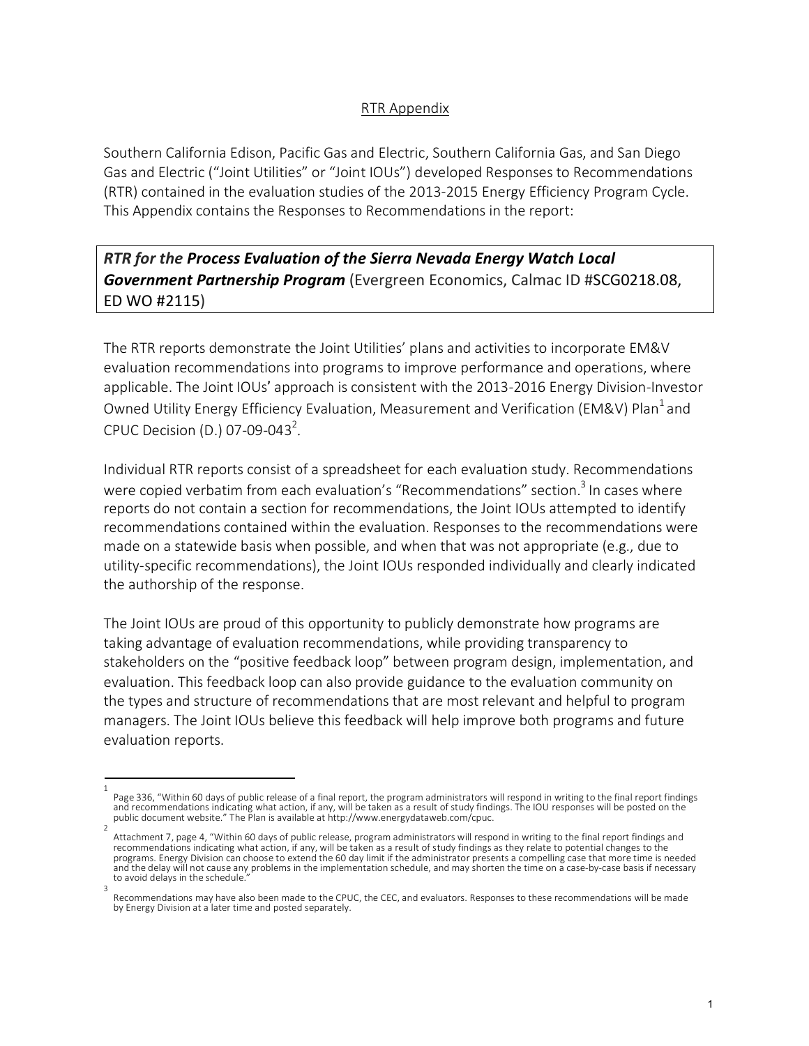## RTR Appendix

Southern California Edison, Pacific Gas and Electric, Southern California Gas, and San Diego Gas and Electric ("Joint Utilities" or "Joint IOUs") developed Responses to Recommendations (RTR) contained in the evaluation studies of the 2013-2015 Energy Efficiency Program Cycle. This Appendix contains the Responses to Recommendations in the report:

***RTR for the Process Evaluation of the Sierra Nevada Energy Watch Local Government Partnership Program*** (Evergreen Economics, Calmac ID #SCG0218.08, ED WO #2115)

The RTR reports demonstrate the Joint Utilities' plans and activities to incorporate EM&V evaluation recommendations into programs to improve performance and operations, where applicable. The Joint IOUs' approach is consistent with the 2013-2016 Energy Division-Investor Owned Utility Energy Efficiency Evaluation, Measurement and Verification (EM&V) Plan[1] and CPUC Decision (D.) 07-09-043[2].

Individual RTR reports consist of a spreadsheet for each evaluation study. Recommendations were copied verbatim from each evaluation's "Recommendations" section.[3] In cases where reports do not contain a section for recommendations, the Joint IOUs attempted to identify recommendations contained within the evaluation. Responses to the recommendations were made on a statewide basis when possible, and when that was not appropriate (e.g., due to utility-specific recommendations), the Joint IOUs responded individually and clearly indicated the authorship of the response.

The Joint IOUs are proud of this opportunity to publicly demonstrate how programs are taking advantage of evaluation recommendations, while providing transparency to stakeholders on the "positive feedback loop" between program design, implementation, and evaluation. This feedback loop can also provide guidance to the evaluation community on the types and structure of recommendations that are most relevant and helpful to program managers. The Joint IOUs believe this feedback will help improve both programs and future evaluation reports.

---

[1] Page 336, "Within 60 days of public release of a final report, the program administrators will respond in writing to the final report findings and recommendations indicating what action, if any, will be taken as a result of study findings. The IOU responses will be posted on the public document website." The Plan is available at http://www.energydataweb.com/cpuc.

[2] Attachment 7, page 4, "Within 60 days of public release, program administrators will respond in writing to the final report findings and recommendations indicating what action, if any, will be taken as a result of study findings as they relate to potential changes to the programs. Energy Division can choose to extend the 60 day limit if the administrator presents a compelling case that more time is needed and the delay will not cause any problems in the implementation schedule, and may shorten the time on a case-by-case basis if necessary to avoid delays in the schedule."

[3] Recommendations may have also been made to the CPUC, the CEC, and evaluators. Responses to these recommendations will be made by Energy Division at a later time and posted separately.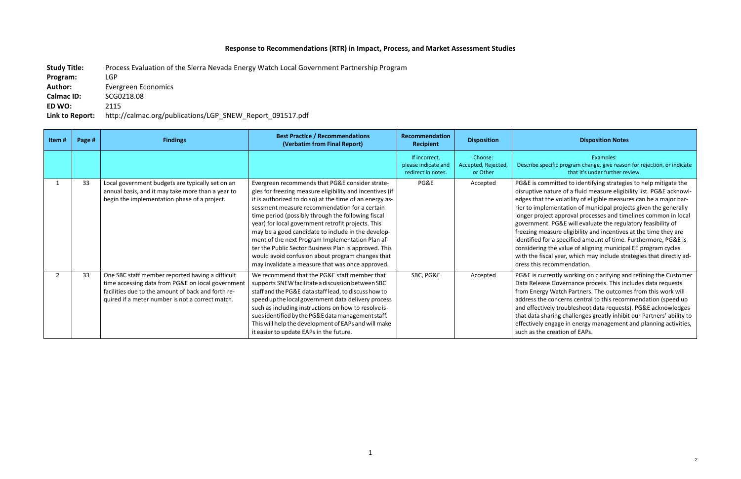## Response to Recommendations (RTR) in Impact, Process, and Market Assessment Studies

**Study Title:** Process Evaluation of the Sierra Nevada Energy Watch Local Government Partnership Program
**Program:** LGP
**Author:** Evergreen Economics
**Calmac ID:** SCG0218.08
**ED WO:** 2115
**Link to Report:** http://calmac.org/publications/LGP_SNEW_Report_091517.pdf

| Item # | Page # | Findings | Best Practice / Recommendations (Verbatim from Final Report) | Recommendation Recipient | Disposition | Disposition Notes |
|---|---|---|---|---|---|---|
| | | | | If incorrect, please indicate and redirect in notes. | Choose: Accepted, Rejected, or Other | Examples: Describe specific program change, give reason for rejection, or indicate that it's under further review. |
| 1 | 33 | Local government budgets are typically set on an annual basis, and it may take more than a year to begin the implementation phase of a project. | Evergreen recommends that PG&E consider strategies for freezing measure eligibility and incentives (if it is authorized to do so) at the time of an energy assessment measure recommendation for a certain time period (possibly through the following fiscal year) for local government retrofit projects. This may be a good candidate to include in the development of the next Program Implementation Plan after the Public Sector Business Plan is approved. This would avoid confusion about program changes that may invalidate a measure that was once approved. | PG&E | Accepted | PG&E is committed to identifying strategies to help mitigate the disruptive nature of a fluid measure eligibility list. PG&E acknowledges that the volatility of eligible measures can be a major barrier to implementation of municipal projects given the generally longer project approval processes and timelines common in local government. PG&E will evaluate the regulatory feasibility of freezing measure eligibility and incentives at the time they are identified for a specified amount of time. Furthermore, PG&E is considering the value of aligning municipal EE program cycles with the fiscal year, which may include strategies that directly address this recommendation. |
| 2 | 33 | One SBC staff member reported having a difficult time accessing data from PG&E on local government facilities due to the amount of back and forth required if a meter number is not a correct match. | We recommend that the PG&E staff member that supports SNEW facilitate a discussion between SBC staff and the PG&E data staff lead, to discuss how to speed up the local government data delivery process such as including instructions on how to resolve issues identified by the PG&E data management staff. This will help the development of EAPs and will make it easier to update EAPs in the future. | SBC, PG&E | Accepted | PG&E is currently working on clarifying and refining the Customer Data Release Governance process. This includes data requests from Energy Watch Partners. The outcomes from this work will address the concerns central to this recommendation (speed up and effectively troubleshoot data requests). PG&E acknowledges that data sharing challenges greatly inhibit our Partners' ability to effectively engage in energy management and planning activities, such as the creation of EAPs. |